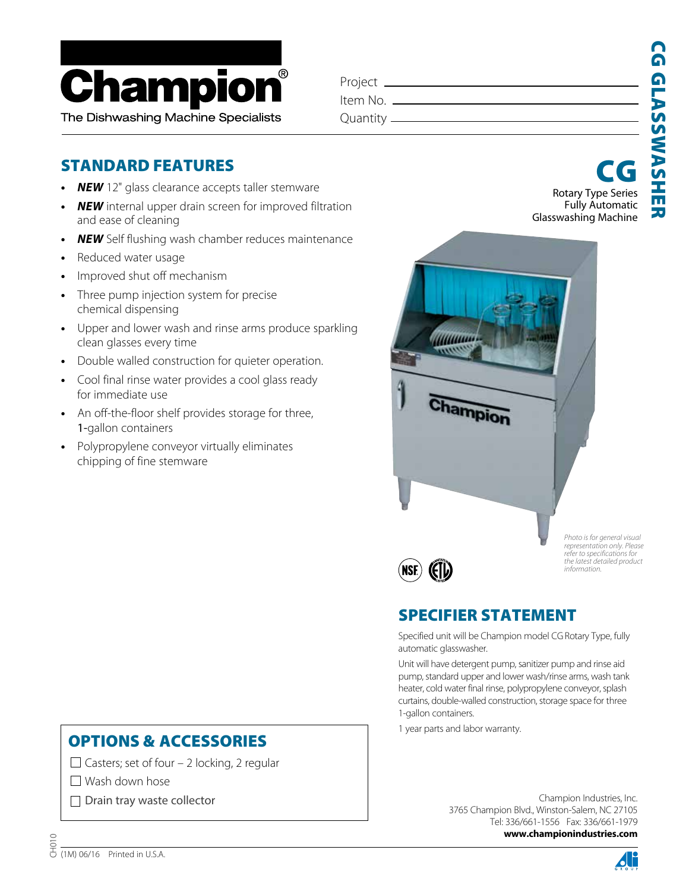# Champion®

The Dishwashing Machine Specialists

Project \_\_\_\_\_\_\_\_\_\_\_\_\_\_\_\_\_\_\_\_
Item No. \_\_\_\_\_\_\_\_\_\_\_\_\_\_\_\_\_\_\_\_
Quantity \_\_\_\_\_\_\_\_\_\_\_\_\_\_\_\_\_\_\_\_

CG GLASSWASHER

# CG

Rotary Type Series
Fully Automatic
Glasswashing Machine

## STANDARD FEATURES

- ***NEW*** 12" glass clearance accepts taller stemware
- ***NEW*** internal upper drain screen for improved filtration and ease of cleaning
- ***NEW*** Self flushing wash chamber reduces maintenance
- Reduced water usage
- Improved shut off mechanism
- Three pump injection system for precise chemical dispensing
- Upper and lower wash and rinse arms produce sparkling clean glasses every time
- Double walled construction for quieter operation.
- Cool final rinse water provides a cool glass ready for immediate use
- An off-the-floor shelf provides storage for three, 1-gallon containers
- Polypropylene conveyor virtually eliminates chipping of fine stemware

*Photo is for general visual representation only. Please refer to specifications for the latest detailed product information.*

## SPECIFIER STATEMENT

Specified unit will be Champion model CG Rotary Type, fully automatic glasswasher.

Unit will have detergent pump, sanitizer pump and rinse aid pump, standard upper and lower wash/rinse arms, wash tank heater, cold water final rinse, polypropylene conveyor, splash curtains, double-walled construction, storage space for three 1-gallon containers.

1 year parts and labor warranty.

## OPTIONS & ACCESSORIES

- ☐ Casters; set of four – 2 locking, 2 regular
- ☐ Wash down hose
- ☐ Drain tray waste collector

Champion Industries, Inc.
3765 Champion Blvd., Winston-Salem, NC 27105
Tel: 336/661-1556 Fax: 336/661-1979
**www.championindustries.com**

CH010
(1M) 06/16 Printed in U.S.A.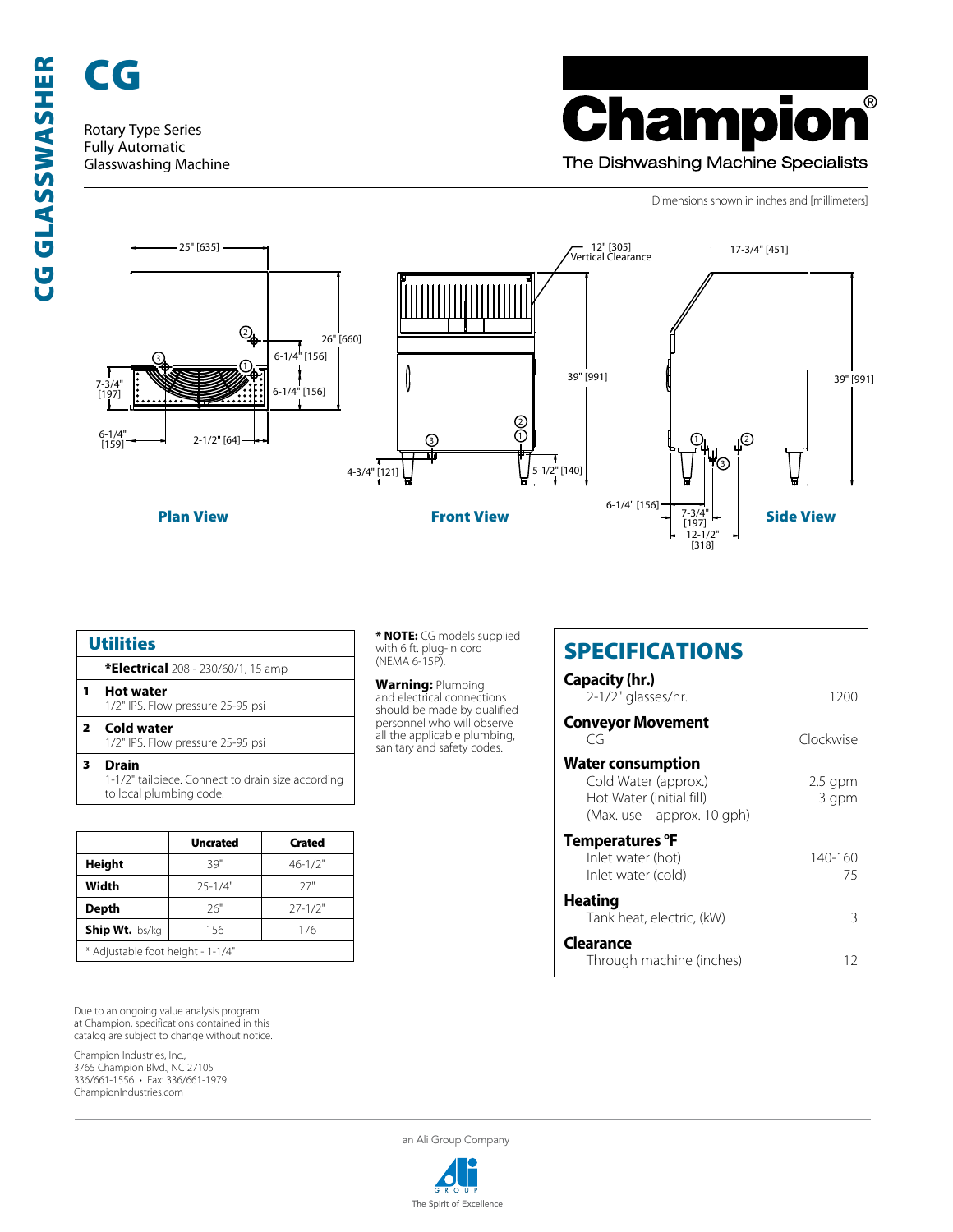# CG

Rotary Type Series
Fully Automatic
Glasswashing Machine

**Champion®**
The Dishwashing Machine Specialists

CG GLASSWASHER

Dimensions shown in inches and [millimeters]

25" [635]
26" [660]
6-1/4" [156]
6-1/4" [156]
7-3/4" [197]
6-1/4" [159]
2-1/2" [64]

**Plan View**

12" [305]
Vertical Clearance
39" [991]
4-3/4" [121]
5-1/2" [140]

**Front View**

17-3/4" [451]
39" [991]
6-1/4" [156]
7-3/4" [197]
12-1/2" [318]

**Side View**

## Utilities

| | |
|---|---|
| | ***Electrical** 208 - 230/60/1, 15 amp |
| **1** | **Hot water**<br>1/2" IPS. Flow pressure 25-95 psi |
| **2** | **Cold water**<br>1/2" IPS. Flow pressure 25-95 psi |
| **3** | **Drain**<br>1-1/2" tailpiece. Connect to drain size according to local plumbing code. |

| | Uncrated | Crated |
|---|---|---|
| **Height** | 39" | 46-1/2" |
| **Width** | 25-1/4" | 27" |
| **Depth** | 26" | 27-1/2" |
| **Ship Wt.** lbs/kg | 156 | 176 |
| * Adjustable foot height - 1-1/4" | | |

**\* NOTE:** CG models supplied with 6 ft. plug-in cord (NEMA 6-15P).

**Warning:** Plumbing and electrical connections should be made by qualified personnel who will observe all the applicable plumbing, sanitary and safety codes.

## SPECIFICATIONS

| | |
|---|---|
| **Capacity (hr.)** | |
| 2-1/2" glasses/hr. | 1200 |
| **Conveyor Movement** | |
| CG | Clockwise |
| **Water consumption** | |
| Cold Water (approx.) | 2.5 gpm |
| Hot Water (initial fill) | 3 gpm |
| (Max. use – approx. 10 gph) | |
| **Temperatures °F** | |
| Inlet water (hot) | 140-160 |
| Inlet water (cold) | 75 |
| **Heating** | |
| Tank heat, electric, (kW) | 3 |
| **Clearance** | |
| Through machine (inches) | 12 |

Due to an ongoing value analysis program at Champion, specifications contained in this catalog are subject to change without notice.

Champion Industries, Inc.,
3765 Champion Blvd., NC 27105
336/661-1556 • Fax: 336/661-1979
ChampionIndustries.com

an Ali Group Company

The Spirit of Excellence